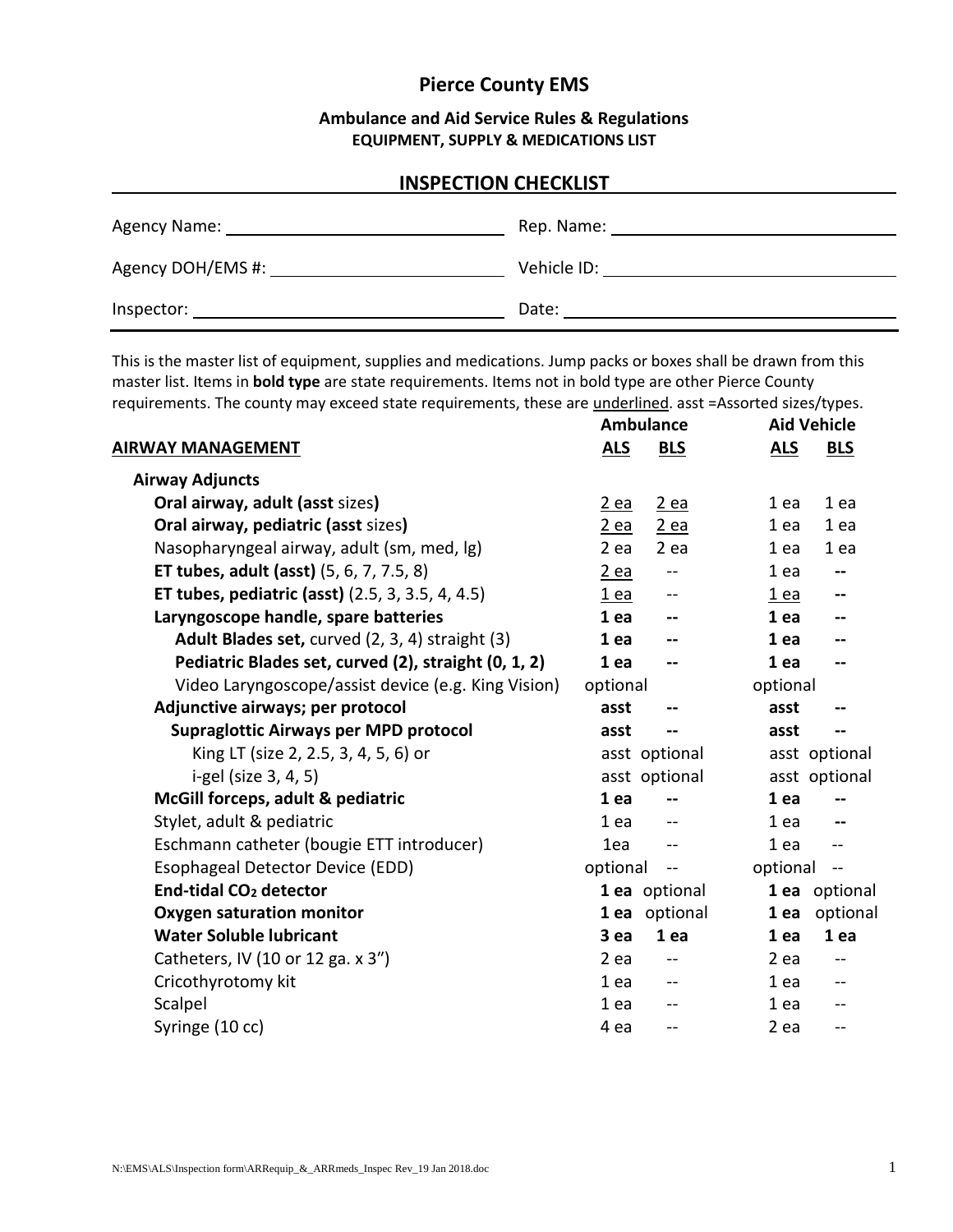# Pierce County EMS

### Ambulance and Aid Service Rules & Regulations
### EQUIPMENT, SUPPLY & MEDICATIONS LIST

## INSPECTION CHECKLIST

Agency Name: ______________________ Rep. Name: ______________________

Agency DOH/EMS #: ______________________ Vehicle ID: ______________________

Inspector: ______________________ Date: ______________________

This is the master list of equipment, supplies and medications. Jump packs or boxes shall be drawn from this master list. Items in **bold type** are state requirements. Items not in bold type are other Pierce County requirements. The county may exceed state requirements, these are <u>underlined</u>. asst =Assorted sizes/types.

| | Ambulance | | Aid Vehicle | |
|---|---|---|---|---|
| **<u>AIRWAY MANAGEMENT</u>** | **<u>ALS</u>** | **<u>BLS</u>** | **<u>ALS</u>** | **<u>BLS</u>** |
| **Airway Adjuncts** | | | | |
| **Oral airway, adult (asst** sizes**)** | <u>2 ea</u> | <u>2 ea</u> | 1 ea | 1 ea |
| **Oral airway, pediatric (asst** sizes**)** | <u>2 ea</u> | <u>2 ea</u> | 1 ea | 1 ea |
| Nasopharyngeal airway, adult (sm, med, lg) | 2 ea | 2 ea | 1 ea | 1 ea |
| **ET tubes, adult (asst)** (5, 6, 7, 7.5, 8) | <u>2 ea</u> | -- | 1 ea | **--** |
| **ET tubes, pediatric (asst)** (2.5, 3, 3.5, 4, 4.5) | <u>1 ea</u> | -- | <u>1 ea</u> | **--** |
| **Laryngoscope handle, spare batteries** | **1 ea** | **--** | **1 ea** | **--** |
| **Adult Blades set,** curved (2, 3, 4) straight (3) | **1 ea** | **--** | **1 ea** | **--** |
| **Pediatric Blades set, curved (2), straight (0, 1, 2)** | **1 ea** | **--** | **1 ea** | **--** |
| Video Laryngoscope/assist device (e.g. King Vision) | optional | | optional | |
| **Adjunctive airways; per protocol** | **asst** | **--** | **asst** | **--** |
| **Supraglottic Airways per MPD protocol** | **asst** | **--** | **asst** | **--** |
| King LT (size 2, 2.5, 3, 4, 5, 6) or | asst | optional | asst | optional |
| i-gel (size 3, 4, 5) | asst | optional | asst | optional |
| **McGill forceps, adult & pediatric** | **1 ea** | **--** | **1 ea** | **--** |
| Stylet, adult & pediatric | 1 ea | -- | 1 ea | **--** |
| Eschmann catheter (bougie ETT introducer) | 1ea | -- | 1 ea | -- |
| Esophageal Detector Device (EDD) | optional | -- | optional | -- |
| **End-tidal $CO_2$ detector** | **1 ea** | optional | **1 ea** | optional |
| **Oxygen saturation monitor** | **1 ea** | optional | **1 ea** | optional |
| **Water Soluble lubricant** | **3 ea** | **1 ea** | **1 ea** | **1 ea** |
| Catheters, IV (10 or 12 ga. x 3") | 2 ea | -- | 2 ea | -- |
| Cricothyrotomy kit | 1 ea | -- | 1 ea | -- |
| Scalpel | 1 ea | -- | 1 ea | -- |
| Syringe (10 cc) | 4 ea | -- | 2 ea | -- |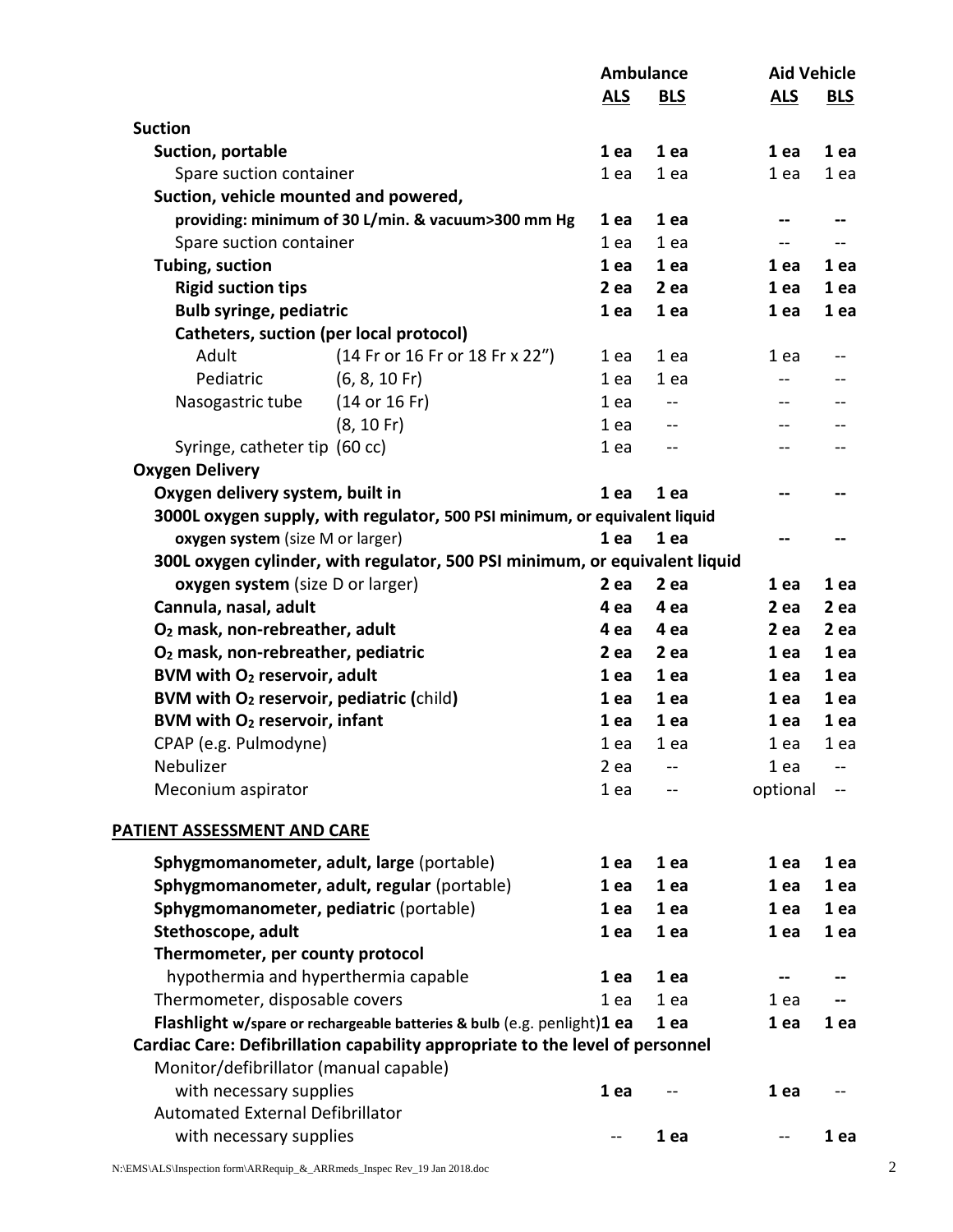| | | Ambulance | | Aid Vehicle | |
|---|---|---|---|---|---|
| | | **ALS** | **BLS** | **ALS** | **BLS** |
| **Suction** | | | | | |
| **Suction, portable** | | **1 ea** | **1 ea** | **1 ea** | **1 ea** |
| Spare suction container | | 1 ea | 1 ea | 1 ea | 1 ea |
| **Suction, vehicle mounted and powered,** | | | | | |
| **providing: minimum of 30 L/min. & vacuum>300 mm Hg** | | **1 ea** | **1 ea** | **--** | **--** |
| Spare suction container | | 1 ea | 1 ea | -- | -- |
| **Tubing, suction** | | **1 ea** | **1 ea** | **1 ea** | **1 ea** |
| **Rigid suction tips** | | **2 ea** | **2 ea** | **1 ea** | **1 ea** |
| **Bulb syringe, pediatric** | | **1 ea** | **1 ea** | **1 ea** | **1 ea** |
| **Catheters, suction (per local protocol)** | | | | | |
| Adult | (14 Fr or 16 Fr or 18 Fr x 22") | 1 ea | 1 ea | 1 ea | -- |
| Pediatric | (6, 8, 10 Fr) | 1 ea | 1 ea | -- | -- |
| Nasogastric tube | (14 or 16 Fr) | 1 ea | -- | -- | -- |
| | (8, 10 Fr) | 1 ea | -- | -- | -- |
| Syringe, catheter tip | (60 cc) | 1 ea | -- | -- | -- |
| **Oxygen Delivery** | | | | | |
| **Oxygen delivery system, built in** | | **1 ea** | **1 ea** | **--** | **--** |
| **3000L oxygen supply, with regulator,** 500 PSI minimum, or equivalent liquid **oxygen system** (size M or larger) | | **1 ea** | **1 ea** | **--** | **--** |
| **300L oxygen cylinder, with regulator, 500 PSI minimum, or equivalent liquid oxygen system** (size D or larger) | | **2 ea** | **2 ea** | **1 ea** | **1 ea** |
| **Cannula, nasal, adult** | | **4 ea** | **4 ea** | **2 ea** | **2 ea** |
| **$O_2$ mask, non-rebreather, adult** | | **4 ea** | **4 ea** | **2 ea** | **2 ea** |
| **$O_2$ mask, non-rebreather, pediatric** | | **2 ea** | **2 ea** | **1 ea** | **1 ea** |
| **BVM with $O_2$ reservoir, adult** | | **1 ea** | **1 ea** | **1 ea** | **1 ea** |
| **BVM with $O_2$ reservoir, pediatric (**child**)** | | **1 ea** | **1 ea** | **1 ea** | **1 ea** |
| **BVM with $O_2$ reservoir, infant** | | **1 ea** | **1 ea** | **1 ea** | **1 ea** |
| CPAP (e.g. Pulmodyne) | | 1 ea | 1 ea | 1 ea | 1 ea |
| Nebulizer | | 2 ea | -- | 1 ea | -- |
| Meconium aspirator | | 1 ea | -- | optional | -- |

## PATIENT ASSESSMENT AND CARE

| | Ambulance ALS | Ambulance BLS | Aid Vehicle ALS | Aid Vehicle BLS |
|---|---|---|---|---|
| **Sphygmomanometer, adult, large** (portable) | **1 ea** | **1 ea** | **1 ea** | **1 ea** |
| **Sphygmomanometer, adult, regular** (portable) | **1 ea** | **1 ea** | **1 ea** | **1 ea** |
| **Sphygmomanometer, pediatric** (portable) | **1 ea** | **1 ea** | **1 ea** | **1 ea** |
| **Stethoscope, adult** | **1 ea** | **1 ea** | **1 ea** | **1 ea** |
| **Thermometer, per county protocol** | | | | |
| hypothermia and hyperthermia capable | **1 ea** | **1 ea** | **--** | **--** |
| Thermometer, disposable covers | 1 ea | 1 ea | 1 ea | **--** |
| **Flashlight** w/spare or rechargeable batteries & bulb (e.g. penlight) | **1 ea** | **1 ea** | **1 ea** | **1 ea** |
| **Cardiac Care: Defibrillation capability appropriate to the level of personnel** | | | | |
| Monitor/defibrillator (manual capable) with necessary supplies | **1 ea** | -- | **1 ea** | -- |
| Automated External Defibrillator with necessary supplies | -- | **1 ea** | -- | **1 ea** |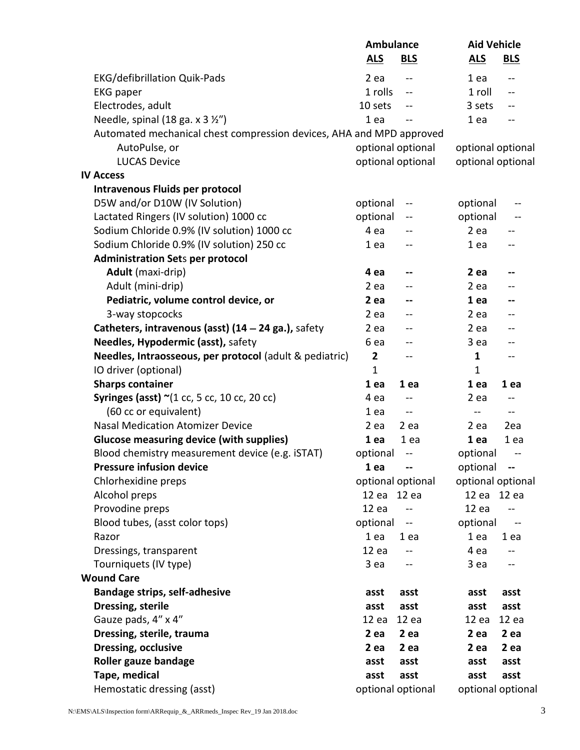| | Ambulance | | Aid Vehicle | |
|---|---|---|---|---|
| | **ALS** | **BLS** | **ALS** | **BLS** |
| EKG/defibrillation Quik-Pads | 2 ea | -- | 1 ea | -- |
| EKG paper | 1 rolls | -- | 1 roll | -- |
| Electrodes, adult | 10 sets | -- | 3 sets | -- |
| Needle, spinal (18 ga. x 3 ½") | 1 ea | -- | 1 ea | -- |
| Automated mechanical chest compression devices, AHA and MPD approved | | | | |
| AutoPulse, or | optional | optional | optional | optional |
| LUCAS Device | optional | optional | optional | optional |
| **IV Access** | | | | |
| **Intravenous Fluids per protocol** | | | | |
| D5W and/or D10W (IV Solution) | optional | -- | optional | -- |
| Lactated Ringers (IV solution) 1000 cc | optional | -- | optional | -- |
| Sodium Chloride 0.9% (IV solution) 1000 cc | 4 ea | -- | 2 ea | -- |
| Sodium Chloride 0.9% (IV solution) 250 cc | 1 ea | -- | 1 ea | -- |
| **Administration Sets per protocol** | | | | |
| **Adult** (maxi-drip) | **4 ea** | **--** | **2 ea** | **--** |
| Adult (mini-drip) | 2 ea | -- | 2 ea | -- |
| **Pediatric, volume control device, or** | **2 ea** | **--** | **1 ea** | **--** |
| 3-way stopcocks | 2 ea | -- | 2 ea | -- |
| **Catheters, intravenous (asst) (14 – 24 ga.),** safety | 2 ea | -- | 2 ea | -- |
| **Needles, Hypodermic (asst),** safety | 6 ea | -- | 3 ea | -- |
| **Needles, Intraosseous, per protocol** (adult & pediatric) | **2** | -- | **1** | -- |
| IO driver (optional) | 1 | | 1 | |
| **Sharps container** | **1 ea** | **1 ea** | **1 ea** | **1 ea** |
| **Syringes (asst) ~**(1 cc, 5 cc, 10 cc, 20 cc) | 4 ea | -- | 2 ea | -- |
| (60 cc or equivalent) | 1 ea | -- | -- | -- |
| Nasal Medication Atomizer Device | 2 ea | 2 ea | 2 ea | 2ea |
| **Glucose measuring device (with supplies)** | **1 ea** | 1 ea | **1 ea** | 1 ea |
| Blood chemistry measurement device (e.g. iSTAT) | optional | -- | optional | -- |
| **Pressure infusion device** | **1 ea** | **--** | optional | **--** |
| Chlorhexidine preps | optional | optional | optional | optional |
| Alcohol preps | 12 ea | 12 ea | 12 ea | 12 ea |
| Provodine preps | 12 ea | -- | 12 ea | -- |
| Blood tubes, (asst color tops) | optional | -- | optional | -- |
| Razor | 1 ea | 1 ea | 1 ea | 1 ea |
| Dressings, transparent | 12 ea | -- | 4 ea | -- |
| Tourniquets (IV type) | 3 ea | -- | 3 ea | -- |
| **Wound Care** | | | | |
| **Bandage strips, self-adhesive** | **asst** | **asst** | **asst** | **asst** |
| **Dressing, sterile** | **asst** | **asst** | **asst** | **asst** |
| Gauze pads, 4" x 4" | 12 ea | 12 ea | 12 ea | 12 ea |
| **Dressing, sterile, trauma** | **2 ea** | **2 ea** | **2 ea** | **2 ea** |
| **Dressing, occlusive** | **2 ea** | **2 ea** | **2 ea** | **2 ea** |
| **Roller gauze bandage** | **asst** | **asst** | **asst** | **asst** |
| **Tape, medical** | **asst** | **asst** | **asst** | **asst** |
| Hemostatic dressing (asst) | optional | optional | optional | optional |

N:\EMS\ALS\Inspection form\ARRequip_&_ARRmeds_Inspec Rev_19 Jan 2018.doc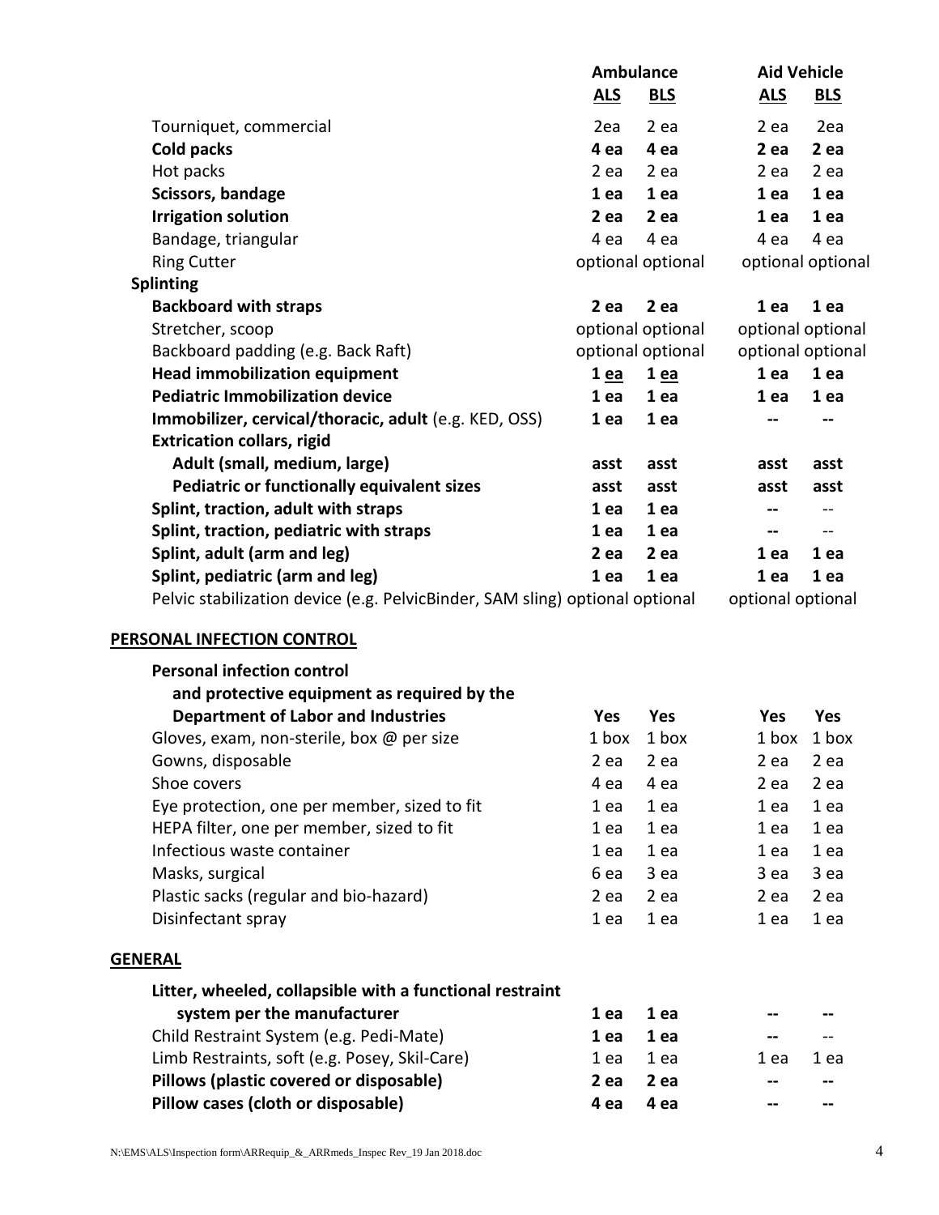| | Ambulance | | Aid Vehicle | |
|---|---|---|---|---|
| | ALS | BLS | ALS | BLS |
| Tourniquet, commercial | 2ea | 2 ea | 2 ea | 2ea |
| **Cold packs** | **4 ea** | **4 ea** | **2 ea** | **2 ea** |
| Hot packs | 2 ea | 2 ea | 2 ea | 2 ea |
| **Scissors, bandage** | **1 ea** | **1 ea** | **1 ea** | **1 ea** |
| **Irrigation solution** | **2 ea** | **2 ea** | **1 ea** | **1 ea** |
| Bandage, triangular | 4 ea | 4 ea | 4 ea | 4 ea |
| Ring Cutter | optional | optional | optional | optional |
| **Splinting** | | | | |
| **Backboard with straps** | **2 ea** | **2 ea** | **1 ea** | **1 ea** |
| Stretcher, scoop | optional | optional | optional | optional |
| Backboard padding (e.g. Back Raft) | optional | optional | optional | optional |
| **Head immobilization equipment** | **1 ea** | **1 ea** | **1 ea** | **1 ea** |
| **Pediatric Immobilization device** | **1 ea** | **1 ea** | **1 ea** | **1 ea** |
| **Immobilizer, cervical/thoracic, adult** (e.g. KED, OSS) | **1 ea** | **1 ea** | **--** | **--** |
| **Extrication collars, rigid** | | | | |
| **Adult (small, medium, large)** | **asst** | **asst** | **asst** | **asst** |
| **Pediatric or functionally equivalent sizes** | **asst** | **asst** | **asst** | **asst** |
| **Splint, traction, adult with straps** | **1 ea** | **1 ea** | **--** | -- |
| **Splint, traction, pediatric with straps** | **1 ea** | **1 ea** | **--** | -- |
| **Splint, adult (arm and leg)** | **2 ea** | **2 ea** | **1 ea** | **1 ea** |
| **Splint, pediatric (arm and leg)** | **1 ea** | **1 ea** | **1 ea** | **1 ea** |
| Pelvic stabilization device (e.g. PelvicBinder, SAM sling) | optional | optional | optional | optional |

**PERSONAL INFECTION CONTROL**

| | ALS | BLS | ALS | BLS |
|---|---|---|---|---|
| **Personal infection control and protective equipment as required by the Department of Labor and Industries** | **Yes** | **Yes** | **Yes** | **Yes** |
| Gloves, exam, non-sterile, box @ per size | 1 box | 1 box | 1 box | 1 box |
| Gowns, disposable | 2 ea | 2 ea | 2 ea | 2 ea |
| Shoe covers | 4 ea | 4 ea | 2 ea | 2 ea |
| Eye protection, one per member, sized to fit | 1 ea | 1 ea | 1 ea | 1 ea |
| HEPA filter, one per member, sized to fit | 1 ea | 1 ea | 1 ea | 1 ea |
| Infectious waste container | 1 ea | 1 ea | 1 ea | 1 ea |
| Masks, surgical | 6 ea | 3 ea | 3 ea | 3 ea |
| Plastic sacks (regular and bio-hazard) | 2 ea | 2 ea | 2 ea | 2 ea |
| Disinfectant spray | 1 ea | 1 ea | 1 ea | 1 ea |

**GENERAL**

| | ALS | BLS | ALS | BLS |
|---|---|---|---|---|
| **Litter, wheeled, collapsible with a functional restraint system per the manufacturer** | **1 ea** | **1 ea** | **--** | **--** |
| Child Restraint System (e.g. Pedi-Mate) | **1 ea** | **1 ea** | **--** | -- |
| Limb Restraints, soft (e.g. Posey, Skil-Care) | 1 ea | 1 ea | 1 ea | 1 ea |
| **Pillows (plastic covered or disposable)** | **2 ea** | **2 ea** | **--** | **--** |
| **Pillow cases (cloth or disposable)** | **4 ea** | **4 ea** | **--** | **--** |

N:\EMS\ALS\Inspection form\ARRequip_&_ARRmeds_Inspec Rev_19 Jan 2018.doc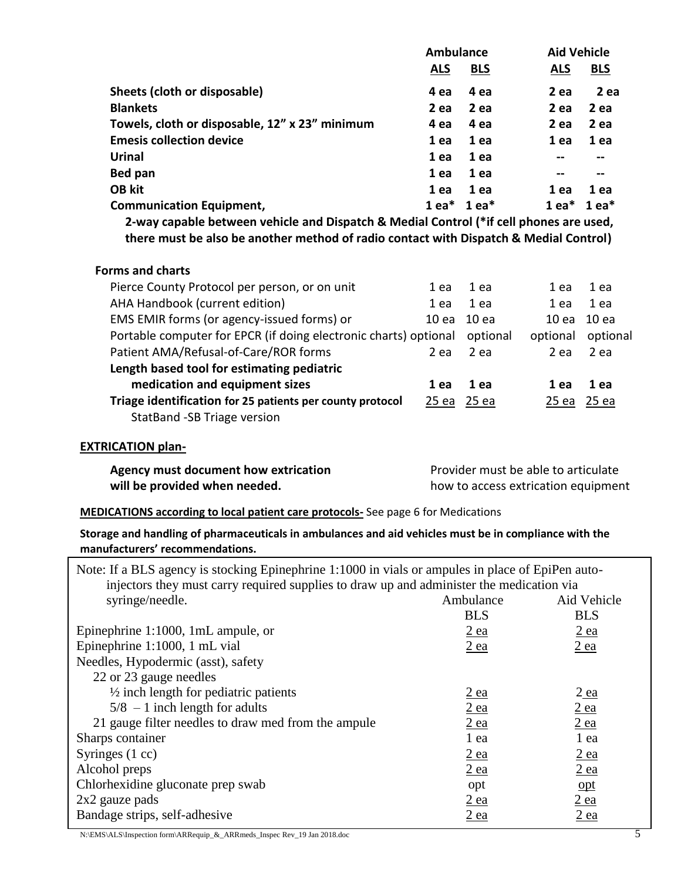| | Ambulance | | Aid Vehicle | |
|---|---|---|---|---|
| | **ALS** | **BLS** | **ALS** | **BLS** |
| **Sheets (cloth or disposable)** | **4 ea** | **4 ea** | **2 ea** | **2 ea** |
| **Blankets** | **2 ea** | **2 ea** | **2 ea** | **2 ea** |
| **Towels, cloth or disposable, 12" x 23" minimum** | **4 ea** | **4 ea** | **2 ea** | **2 ea** |
| **Emesis collection device** | **1 ea** | **1 ea** | **1 ea** | **1 ea** |
| **Urinal** | **1 ea** | **1 ea** | **--** | **--** |
| **Bed pan** | **1 ea** | **1 ea** | **--** | **--** |
| **OB kit** | **1 ea** | **1 ea** | **1 ea** | **1 ea** |
| **Communication Equipment,** | **1 ea*** | **1 ea*** | **1 ea*** | **1 ea*** |

**2-way capable between vehicle and Dispatch & Medial Control (*if cell phones are used, there must be also be another method of radio contact with Dispatch & Medial Control)**

**Forms and charts**

| | Ambulance ALS | Ambulance BLS | Aid Vehicle ALS | Aid Vehicle BLS |
|---|---|---|---|---|
| Pierce County Protocol per person, or on unit | 1 ea | 1 ea | 1 ea | 1 ea |
| AHA Handbook (current edition) | 1 ea | 1 ea | 1 ea | 1 ea |
| EMS EMIR forms (or agency-issued forms) or | 10 ea | 10 ea | 10 ea | 10 ea |
| Portable computer for EPCR (if doing electronic charts) | optional | optional | optional | optional |
| Patient AMA/Refusal-of-Care/ROR forms | 2 ea | 2 ea | 2 ea | 2 ea |
| **Length based tool for estimating pediatric medication and equipment sizes** | **1 ea** | **1 ea** | **1 ea** | **1 ea** |
| **Triage identification for 25 patients per county protocol** StatBand -SB Triage version | 25 ea | 25 ea | 25 ea | 25 ea |

**EXTRICATION plan-**

| | |
|---|---|
| **Agency must document how extrication will be provided when needed.** | Provider must be able to articulate how to access extrication equipment |

**MEDICATIONS according to local patient care protocols-** See page 6 for Medications

**Storage and handling of pharmaceuticals in ambulances and aid vehicles must be in compliance with the manufacturers' recommendations.**

Note: If a BLS agency is stocking Epinephrine 1:1000 in vials or ampules in place of EpiPen auto-injectors they must carry required supplies to draw up and administer the medication via syringe/needle.

| | Ambulance BLS | Aid Vehicle BLS |
|---|---|---|
| Epinephrine 1:1000, 1mL ampule, or | 2 ea | 2 ea |
| Epinephrine 1:1000, 1 mL vial | 2 ea | 2 ea |
| Needles, Hypodermic (asst), safety | | |
| 22 or 23 gauge needles | | |
| ½ inch length for pediatric patients | 2 ea | 2 ea |
| 5/8 – 1 inch length for adults | 2 ea | 2 ea |
| 21 gauge filter needles to draw med from the ampule | 2 ea | 2 ea |
| Sharps container | 1 ea | 1 ea |
| Syringes (1 cc) | 2 ea | 2 ea |
| Alcohol preps | 2 ea | 2 ea |
| Chlorhexidine gluconate prep swab | opt | opt |
| 2x2 gauze pads | 2 ea | 2 ea |
| Bandage strips, self-adhesive | 2 ea | 2 ea |

N:\EMS\ALS\Inspection form\ARRequip_&_ARRmeds_Inspec Rev_19 Jan 2018.doc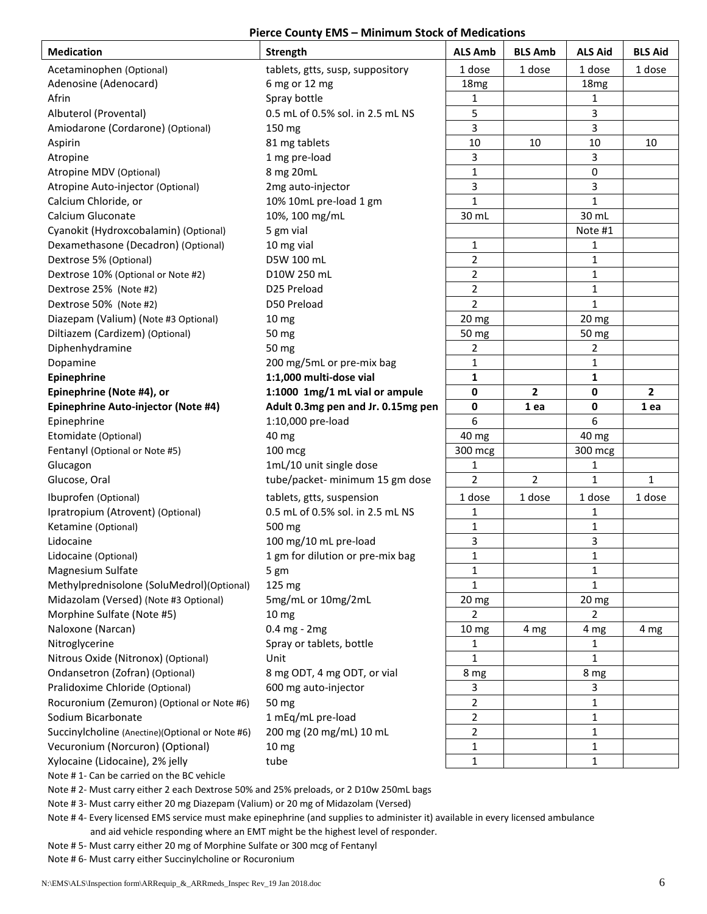**Pierce County EMS – Minimum Stock of Medications**

| Medication | Strength | ALS Amb | BLS Amb | ALS Aid | BLS Aid |
|---|---|---|---|---|---|
| Acetaminophen (Optional) | tablets, gtts, susp, suppository | 1 dose | 1 dose | 1 dose | 1 dose |
| Adenosine (Adenocard) | 6 mg or 12 mg | 18mg | | 18mg | |
| Afrin | Spray bottle | 1 | | 1 | |
| Albuterol (Provental) | 0.5 mL of 0.5% sol. in 2.5 mL NS | 5 | | 3 | |
| Amiodarone (Cordarone) (Optional) | 150 mg | 3 | | 3 | |
| Aspirin | 81 mg tablets | 10 | 10 | 10 | 10 |
| Atropine | 1 mg pre-load | 3 | | 3 | |
| Atropine MDV (Optional) | 8 mg 20mL | 1 | | 0 | |
| Atropine Auto-injector (Optional) | 2mg auto-injector | 3 | | 3 | |
| Calcium Chloride, or | 10% 10mL pre-load 1 gm | 1 | | 1 | |
| Calcium Gluconate | 10%, 100 mg/mL | 30 mL | | 30 mL | |
| Cyanokit (Hydroxcobalamin) (Optional) | 5 gm vial | | | Note #1 | |
| Dexamethasone (Decadron) (Optional) | 10 mg vial | 1 | | 1 | |
| Dextrose 5% (Optional) | D5W 100 mL | 2 | | 1 | |
| Dextrose 10% (Optional or Note #2) | D10W 250 mL | 2 | | 1 | |
| Dextrose 25% (Note #2) | D25 Preload | 2 | | 1 | |
| Dextrose 50% (Note #2) | D50 Preload | 2 | | 1 | |
| Diazepam (Valium) (Note #3 Optional) | 10 mg | 20 mg | | 20 mg | |
| Diltiazem (Cardizem) (Optional) | 50 mg | 50 mg | | 50 mg | |
| Diphenhydramine | 50 mg | 2 | | 2 | |
| Dopamine | 200 mg/5mL or pre-mix bag | 1 | | 1 | |
| **Epinephrine** | **1:1,000 multi-dose vial** | **1** | | **1** | |
| **Epinephrine (Note #4), or** | **1:1000 1mg/1 mL vial or ampule** | **0** | **2** | **0** | **2** |
| **Epinephrine Auto-injector (Note #4)** | **Adult 0.3mg pen and Jr. 0.15mg pen** | **0** | **1 ea** | **0** | **1 ea** |
| Epinephrine | 1:10,000 pre-load | 6 | | 6 | |
| Etomidate (Optional) | 40 mg | 40 mg | | 40 mg | |
| Fentanyl (Optional or Note #5) | 100 mcg | 300 mcg | | 300 mcg | |
| Glucagon | 1mL/10 unit single dose | 1 | | 1 | |
| Glucose, Oral | tube/packet- minimum 15 gm dose | 2 | 2 | 1 | 1 |
| Ibuprofen (Optional) | tablets, gtts, suspension | 1 dose | 1 dose | 1 dose | 1 dose |
| Ipratropium (Atrovent) (Optional) | 0.5 mL of 0.5% sol. in 2.5 mL NS | 1 | | 1 | |
| Ketamine (Optional) | 500 mg | 1 | | 1 | |
| Lidocaine | 100 mg/10 mL pre-load | 3 | | 3 | |
| Lidocaine (Optional) | 1 gm for dilution or pre-mix bag | 1 | | 1 | |
| Magnesium Sulfate | 5 gm | 1 | | 1 | |
| Methylprednisolone (SoluMedrol)(Optional) | 125 mg | 1 | | 1 | |
| Midazolam (Versed) (Note #3 Optional) | 5mg/mL or 10mg/2mL | 20 mg | | 20 mg | |
| Morphine Sulfate (Note #5) | 10 mg | 2 | | 2 | |
| Naloxone (Narcan) | 0.4 mg - 2mg | 10 mg | 4 mg | 4 mg | 4 mg |
| Nitroglycerine | Spray or tablets, bottle | 1 | | 1 | |
| Nitrous Oxide (Nitronox) (Optional) | Unit | 1 | | 1 | |
| Ondansetron (Zofran) (Optional) | 8 mg ODT, 4 mg ODT, or vial | 8 mg | | 8 mg | |
| Pralidoxime Chloride (Optional) | 600 mg auto-injector | 3 | | 3 | |
| Rocuronium (Zemuron) (Optional or Note #6) | 50 mg | 2 | | 1 | |
| Sodium Bicarbonate | 1 mEq/mL pre-load | 2 | | 1 | |
| Succinylcholine (Anectine)(Optional or Note #6) | 200 mg (20 mg/mL) 10 mL | 2 | | 1 | |
| Vecuronium (Norcuron) (Optional) | 10 mg | 1 | | 1 | |
| Xylocaine (Lidocaine), 2% jelly | tube | 1 | | 1 | |

Note # 1- Can be carried on the BC vehicle

Note # 2- Must carry either 2 each Dextrose 50% and 25% preloads, or 2 D10w 250mL bags

Note # 3- Must carry either 20 mg Diazepam (Valium) or 20 mg of Midazolam (Versed)

Note # 4- Every licensed EMS service must make epinephrine (and supplies to administer it) available in every licensed ambulance and aid vehicle responding where an EMT might be the highest level of responder.

Note # 5- Must carry either 20 mg of Morphine Sulfate or 300 mcg of Fentanyl

Note # 6- Must carry either Succinylcholine or Rocuronium